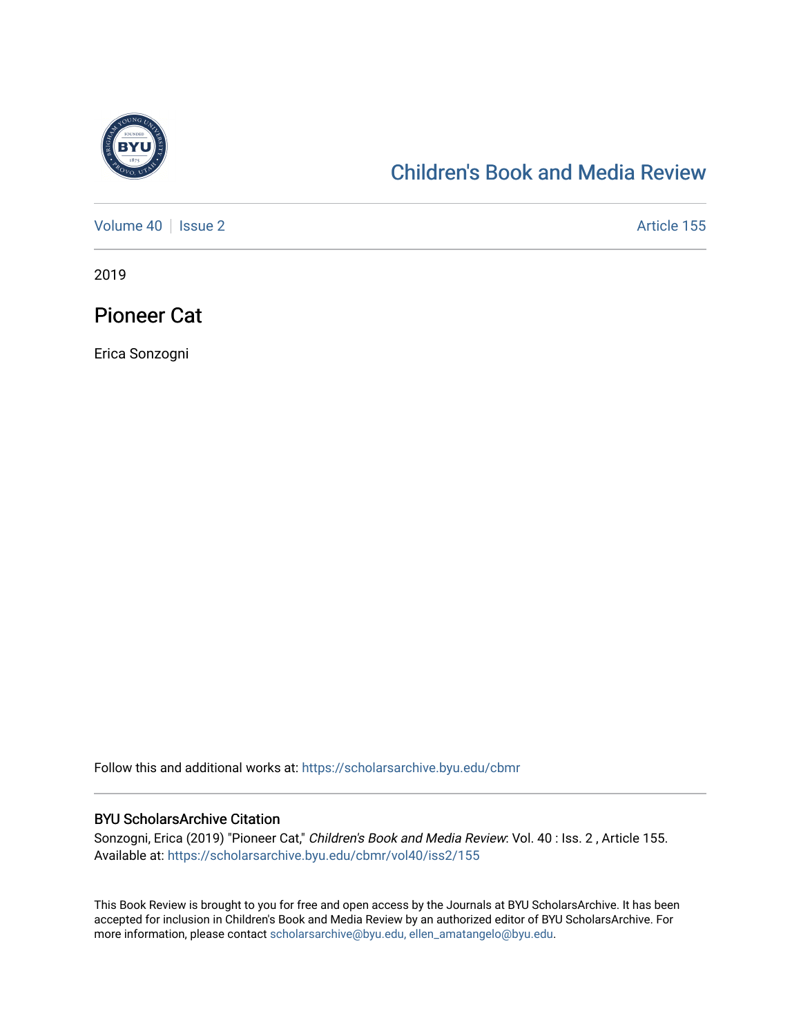# Children's Book and Media Review

Volume 40 | Issue 2 | Article 155

2019

## Pioneer Cat

Erica Sonzogni

Follow this and additional works at: https://scholarsarchive.byu.edu/cbmr

### BYU ScholarsArchive Citation

Sonzogni, Erica (2019) "Pioneer Cat," *Children's Book and Media Review*: Vol. 40 : Iss. 2 , Article 155.
Available at: https://scholarsarchive.byu.edu/cbmr/vol40/iss2/155

This Book Review is brought to you for free and open access by the Journals at BYU ScholarsArchive. It has been accepted for inclusion in Children's Book and Media Review by an authorized editor of BYU ScholarsArchive. For more information, please contact scholarsarchive@byu.edu, ellen_amatangelo@byu.edu.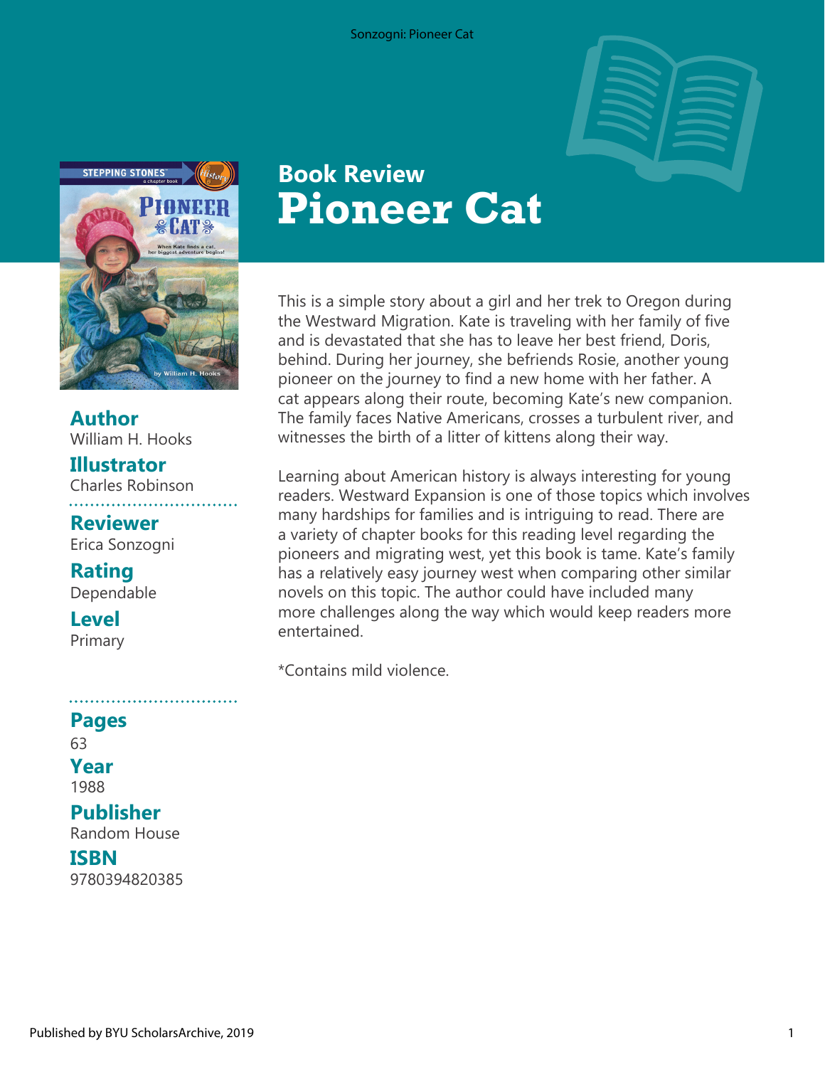# Book Review

# Pioneer Cat

**Author**
William H. Hooks

**Illustrator**
Charles Robinson

**Reviewer**
Erica Sonzogni

**Rating**
Dependable

**Level**
Primary

**Pages**
63

**Year**
1988

**Publisher**
Random House

**ISBN**
9780394820385

This is a simple story about a girl and her trek to Oregon during the Westward Migration. Kate is traveling with her family of five and is devastated that she has to leave her best friend, Doris, behind. During her journey, she befriends Rosie, another young pioneer on the journey to find a new home with her father. A cat appears along their route, becoming Kate's new companion. The family faces Native Americans, crosses a turbulent river, and witnesses the birth of a litter of kittens along their way.

Learning about American history is always interesting for young readers. Westward Expansion is one of those topics which involves many hardships for families and is intriguing to read. There are a variety of chapter books for this reading level regarding the pioneers and migrating west, yet this book is tame. Kate's family has a relatively easy journey west when comparing other similar novels on this topic. The author could have included many more challenges along the way which would keep readers more entertained.

*Contains mild violence.